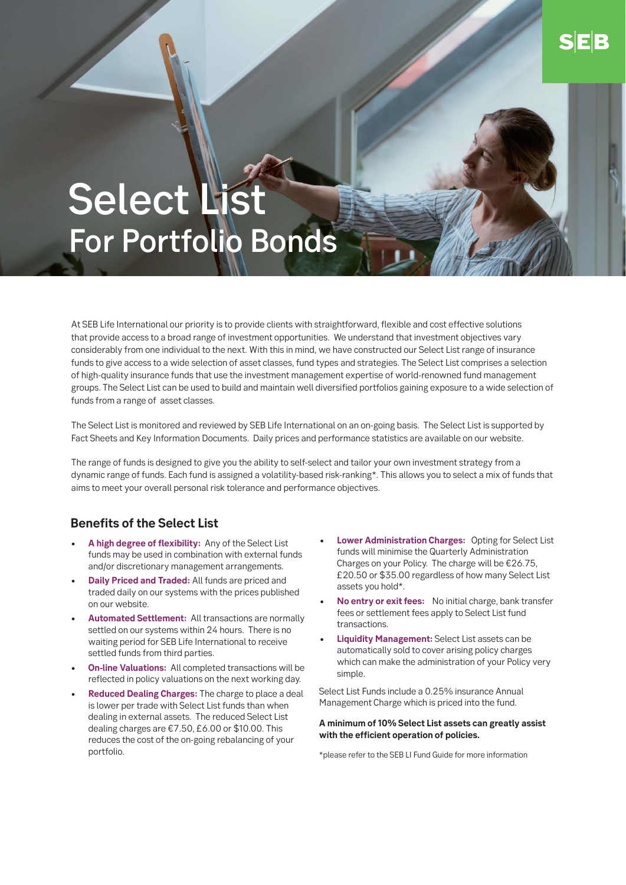# Select List
## For Portfolio Bonds

At SEB Life International our priority is to provide clients with straightforward, flexible and cost effective solutions that provide access to a broad range of investment opportunities. We understand that investment objectives vary considerably from one individual to the next. With this in mind, we have constructed our Select List range of insurance funds to give access to a wide selection of asset classes, fund types and strategies. The Select List comprises a selection of high-quality insurance funds that use the investment management expertise of world-renowned fund management groups. The Select List can be used to build and maintain well diversified portfolios gaining exposure to a wide selection of funds from a range of asset classes.

The Select List is monitored and reviewed by SEB Life International on an on-going basis. The Select List is supported by Fact Sheets and Key Information Documents. Daily prices and performance statistics are available on our website.

The range of funds is designed to give you the ability to self-select and tailor your own investment strategy from a dynamic range of funds. Each fund is assigned a volatility-based risk-ranking*. This allows you to select a mix of funds that aims to meet your overall personal risk tolerance and performance objectives.

### Benefits of the Select List

- **A high degree of flexibility:** Any of the Select List funds may be used in combination with external funds and/or discretionary management arrangements.
- **Daily Priced and Traded:** All funds are priced and traded daily on our systems with the prices published on our website.
- **Automated Settlement:** All transactions are normally settled on our systems within 24 hours. There is no waiting period for SEB Life International to receive settled funds from third parties.
- **On-line Valuations:** All completed transactions will be reflected in policy valuations on the next working day.
- **Reduced Dealing Charges:** The charge to place a deal is lower per trade with Select List funds than when dealing in external assets. The reduced Select List dealing charges are €7.50, £6.00 or $10.00. This reduces the cost of the on-going rebalancing of your portfolio.
- **Lower Administration Charges:** Opting for Select List funds will minimise the Quarterly Administration Charges on your Policy. The charge will be €26.75, £20.50 or $35.00 regardless of how many Select List assets you hold*.
- **No entry or exit fees:** No initial charge, bank transfer fees or settlement fees apply to Select List fund transactions.
- **Liquidity Management:** Select List assets can be automatically sold to cover arising policy charges which can make the administration of your Policy very simple.

Select List Funds include a 0.25% insurance Annual Management Charge which is priced into the fund.

**A minimum of 10% Select List assets can greatly assist with the efficient operation of policies.**

*please refer to the SEB LI Fund Guide for more information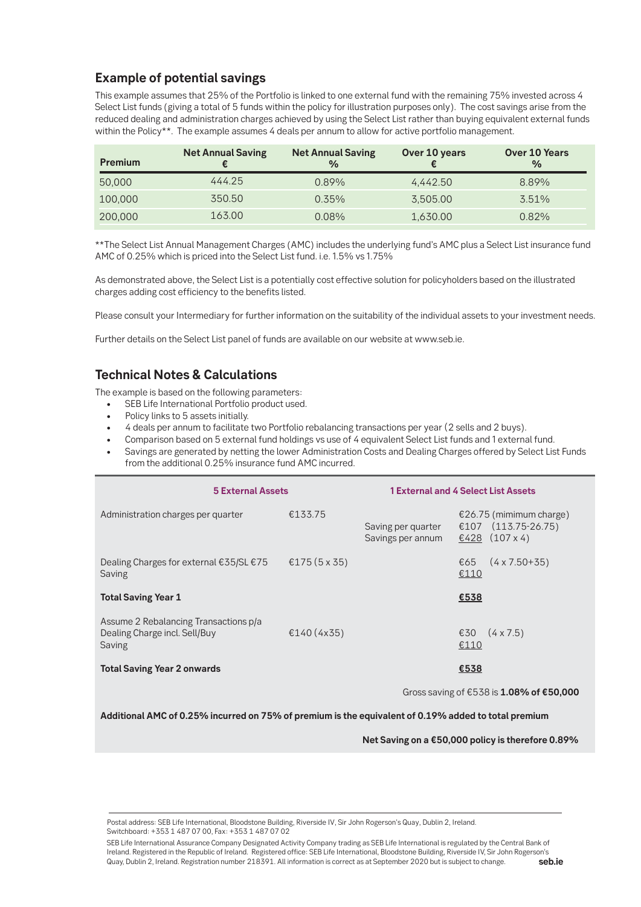## Example of potential savings

This example assumes that 25% of the Portfolio is linked to one external fund with the remaining 75% invested across 4 Select List funds (giving a total of 5 funds within the policy for illustration purposes only). The cost savings arise from the reduced dealing and administration charges achieved by using the Select List rather than buying equivalent external funds within the Policy**. The example assumes 4 deals per annum to allow for active portfolio management.

| Premium | Net Annual Saving € | Net Annual Saving % | Over 10 years € | Over 10 Years % |
|---|---|---|---|---|
| 50,000 | 444.25 | 0.89% | 4,442.50 | 8.89% |
| 100,000 | 350.50 | 0.35% | 3,505.00 | 3.51% |
| 200,000 | 163.00 | 0.08% | 1,630.00 | 0.82% |

**The Select List Annual Management Charges (AMC) includes the underlying fund's AMC plus a Select List insurance fund AMC of 0.25% which is priced into the Select List fund. i.e. 1.5% vs 1.75%

As demonstrated above, the Select List is a potentially cost effective solution for policyholders based on the illustrated charges adding cost efficiency to the benefits listed.

Please consult your Intermediary for further information on the suitability of the individual assets to your investment needs.

Further details on the Select List panel of funds are available on our website at www.seb.ie.

## Technical Notes & Calculations

The example is based on the following parameters:

- SEB Life International Portfolio product used.
- Policy links to 5 assets initially.
- 4 deals per annum to facilitate two Portfolio rebalancing transactions per year (2 sells and 2 buys).
- Comparison based on 5 external fund holdings vs use of 4 equivalent Select List funds and 1 external fund.
- Savings are generated by netting the lower Administration Costs and Dealing Charges offered by Select List Funds from the additional 0.25% insurance fund AMC incurred.

| | 5 External Assets | | 1 External and 4 Select List Assets |
|---|---|---|---|
| Administration charges per quarter | €133.75 | Saving per quarter<br>Savings per annum | €26.75 (mimimum charge)<br>€107 (113.75-26.75)<br>€428 (107 x 4) |
| Dealing Charges for external €35/SL €75<br>Saving | €175 (5 x 35) | | €65 (4 x 7.50+35)<br>€110 |
| **Total Saving Year 1** | | | **€538** |
| Assume 2 Rebalancing Transactions p/a<br>Dealing Charge incl. Sell/Buy<br>Saving | €140 (4x35) | | €30 (4 x 7.5)<br>€110 |
| **Total Saving Year 2 onwards** | | | **€538** |

Gross saving of €538 is **1.08% of €50,000**

**Additional AMC of 0.25% incurred on 75% of premium is the equivalent of 0.19% added to total premium**

**Net Saving on a €50,000 policy is therefore 0.89%**

Postal address: SEB Life International, Bloodstone Building, Riverside IV, Sir John Rogerson's Quay, Dublin 2, Ireland.
Switchboard: +353 1 487 07 00, Fax: +353 1 487 07 02

SEB Life International Assurance Company Designated Activity Company trading as SEB Life International is regulated by the Central Bank of Ireland. Registered in the Republic of Ireland. Registered office: SEB Life International, Bloodstone Building, Riverside IV, Sir John Rogerson's Quay, Dublin 2, Ireland. Registration number 218391. All information is correct as at September 2020 but is subject to change.

**seb.ie**